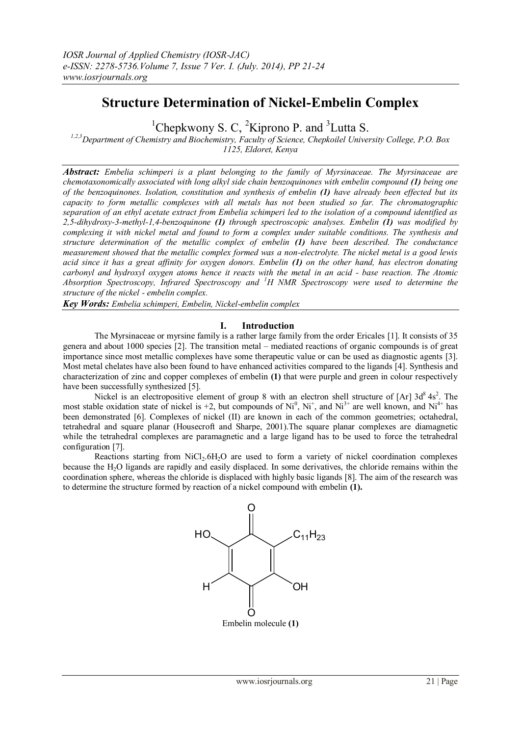# Structure Determination of Nickel-Embelin Complex

[1]Chepkwony S. C, [2]Kiprono P. and [3]Lutta S.

*[1,2,3]Department of Chemistry and Biochemistry, Faculty of Science, Chepkoilel University College, P.O. Box 1125, Eldoret, Kenya*

***Abstract:*** *Embelia schimperi is a plant belonging to the family of Myrsinaceae. The Myrsinaceae are chemotaxonomically associated with long alkyl side chain benzoquinones with embelin compound **(1)** being one of the benzoquinones. Isolation, constitution and synthesis of embelin **(1)** have already been effected but its capacity to form metallic complexes with all metals has not been studied so far. The chromatographic separation of an ethyl acetate extract from Embelia schimperi led to the isolation of a compound identified as 2,5-dihydroxy-3-methyl-1,4-benzoquinone **(1)** through spectroscopic analyses. Embelin **(1)** was modified by complexing it with nickel metal and found to form a complex under suitable conditions. The synthesis and structure determination of the metallic complex of embelin **(1)** have been described. The conductance measurement showed that the metallic complex formed was a non-electrolyte. The nickel metal is a good lewis acid since it has a great affinity for oxygen donors. Embelin **(1)** on the other hand, has electron donating carbonyl and hydroxyl oxygen atoms hence it reacts with the metal in an acid - base reaction. The Atomic Absorption Spectroscopy, Infrared Spectroscopy and $^1H$ NMR Spectroscopy were used to determine the structure of the nickel - embelin complex.*

***Key Words:*** *Embelia schimperi, Embelin, Nickel-embelin complex*

## I. Introduction

The Myrsinaceae or myrsine family is a rather large family from the order Ericales [1]. It consists of 35 genera and about 1000 species [2]. The transition metal – mediated reactions of organic compounds is of great importance since most metallic complexes have some therapeutic value or can be used as diagnostic agents [3]. Most metal chelates have also been found to have enhanced activities compared to the ligands [4]. Synthesis and characterization of zinc and copper complexes of embelin **(1)** that were purple and green in colour respectively have been successfully synthesized [5].

Nickel is an electropositive element of group 8 with an electron shell structure of [Ar] $3d^8\,4s^2$. The most stable oxidation state of nickel is +2, but compounds of $Ni^0$, $Ni^+$, and $Ni^{3+}$ are well known, and $Ni^{4+}$ has been demonstrated [6]. Complexes of nickel (II) are known in each of the common geometries; octahedral, tetrahedral and square planar (Housecroft and Sharpe, 2001).The square planar complexes are diamagnetic while the tetrahedral complexes are paramagnetic and a large ligand has to be used to force the tetrahedral configuration [7].

Reactions starting from $NiCl_2.6H_2O$ are used to form a variety of nickel coordination complexes because the $H_2O$ ligands are rapidly and easily displaced. In some derivatives, the chloride remains within the coordination sphere, whereas the chloride is displaced with highly basic ligands [8]. The aim of the research was to determine the structure formed by reaction of a nickel compound with embelin **(1).**

Embelin molecule **(1)**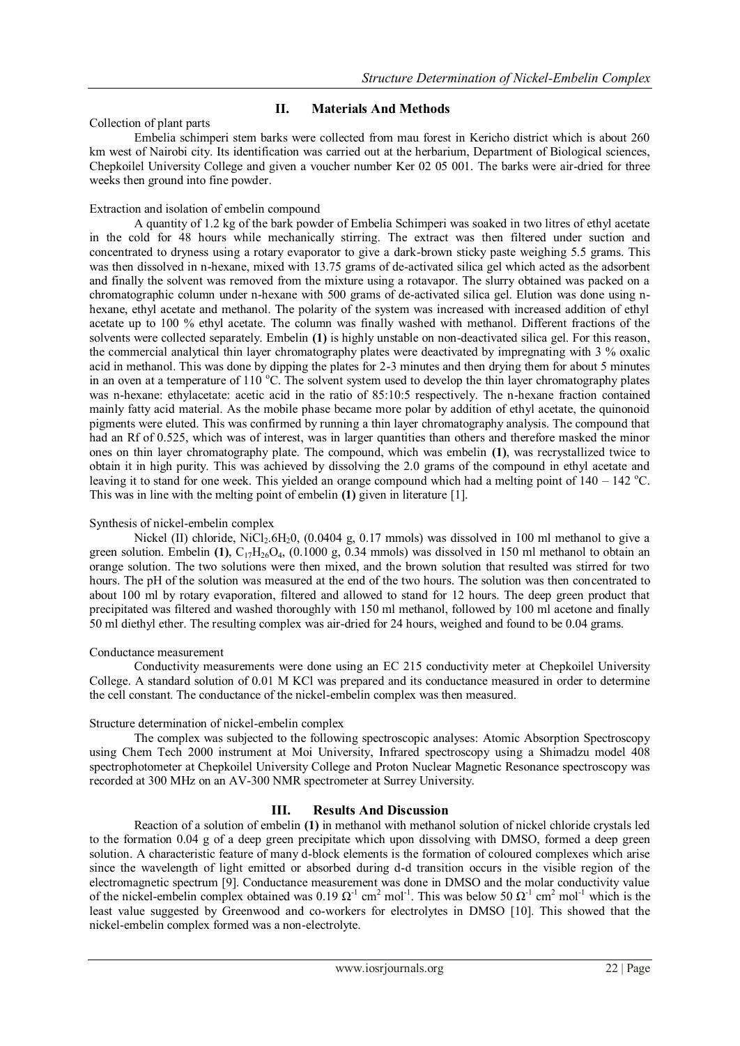## II. Materials And Methods

Collection of plant parts

Embelia schimperi stem barks were collected from mau forest in Kericho district which is about 260 km west of Nairobi city. Its identification was carried out at the herbarium, Department of Biological sciences, Chepkoilel University College and given a voucher number Ker 02 05 001. The barks were air-dried for three weeks then ground into fine powder.

Extraction and isolation of embelin compound

A quantity of 1.2 kg of the bark powder of Embelia Schimperi was soaked in two litres of ethyl acetate in the cold for 48 hours while mechanically stirring. The extract was then filtered under suction and concentrated to dryness using a rotary evaporator to give a dark-brown sticky paste weighing 5.5 grams. This was then dissolved in n-hexane, mixed with 13.75 grams of de-activated silica gel which acted as the adsorbent and finally the solvent was removed from the mixture using a rotavapor. The slurry obtained was packed on a chromatographic column under n-hexane with 500 grams of de-activated silica gel. Elution was done using n-hexane, ethyl acetate and methanol. The polarity of the system was increased with increased addition of ethyl acetate up to 100 % ethyl acetate. The column was finally washed with methanol. Different fractions of the solvents were collected separately. Embelin **(1)** is highly unstable on non-deactivated silica gel. For this reason, the commercial analytical thin layer chromatography plates were deactivated by impregnating with 3 % oxalic acid in methanol. This was done by dipping the plates for 2-3 minutes and then drying them for about 5 minutes in an oven at a temperature of 110 $^{o}$C. The solvent system used to develop the thin layer chromatography plates was n-hexane: ethylacetate: acetic acid in the ratio of 85:10:5 respectively. The n-hexane fraction contained mainly fatty acid material. As the mobile phase became more polar by addition of ethyl acetate, the quinonoid pigments were eluted. This was confirmed by running a thin layer chromatography analysis. The compound that had an Rf of 0.525, which was of interest, was in larger quantities than others and therefore masked the minor ones on thin layer chromatography plate. The compound, which was embelin **(1)**, was recrystallized twice to obtain it in high purity. This was achieved by dissolving the 2.0 grams of the compound in ethyl acetate and leaving it to stand for one week. This yielded an orange compound which had a melting point of 140 – 142 $^{o}$C. This was in line with the melting point of embelin **(1)** given in literature [1].

Synthesis of nickel-embelin complex

Nickel (II) chloride, $NiCl_2.6H_20$, (0.0404 g, 0.17 mmols) was dissolved in 100 ml methanol to give a green solution. Embelin **(1)**, $C_{17}H_{26}O_4$, (0.1000 g, 0.34 mmols) was dissolved in 150 ml methanol to obtain an orange solution. The two solutions were then mixed, and the brown solution that resulted was stirred for two hours. The pH of the solution was measured at the end of the two hours. The solution was then concentrated to about 100 ml by rotary evaporation, filtered and allowed to stand for 12 hours. The deep green product that precipitated was filtered and washed thoroughly with 150 ml methanol, followed by 100 ml acetone and finally 50 ml diethyl ether. The resulting complex was air-dried for 24 hours, weighed and found to be 0.04 grams.

Conductance measurement

Conductivity measurements were done using an EC 215 conductivity meter at Chepkoilel University College. A standard solution of 0.01 M KCl was prepared and its conductance measured in order to determine the cell constant. The conductance of the nickel-embelin complex was then measured.

Structure determination of nickel-embelin complex

The complex was subjected to the following spectroscopic analyses: Atomic Absorption Spectroscopy using Chem Tech 2000 instrument at Moi University, Infrared spectroscopy using a Shimadzu model 408 spectrophotometer at Chepkoilel University College and Proton Nuclear Magnetic Resonance spectroscopy was recorded at 300 MHz on an AV-300 NMR spectrometer at Surrey University.

## III. Results And Discussion

Reaction of a solution of embelin **(1)** in methanol with methanol solution of nickel chloride crystals led to the formation 0.04 g of a deep green precipitate which upon dissolving with DMSO, formed a deep green solution. A characteristic feature of many d-block elements is the formation of coloured complexes which arise since the wavelength of light emitted or absorbed during d-d transition occurs in the visible region of the electromagnetic spectrum [9]. Conductance measurement was done in DMSO and the molar conductivity value of the nickel-embelin complex obtained was 0.19 $\Omega^{-1}$ $cm^2$ $mol^{-1}$. This was below 50 $\Omega^{-1}$ $cm^2$ $mol^{-1}$ which is the least value suggested by Greenwood and co-workers for electrolytes in DMSO [10]. This showed that the nickel-embelin complex formed was a non-electrolyte.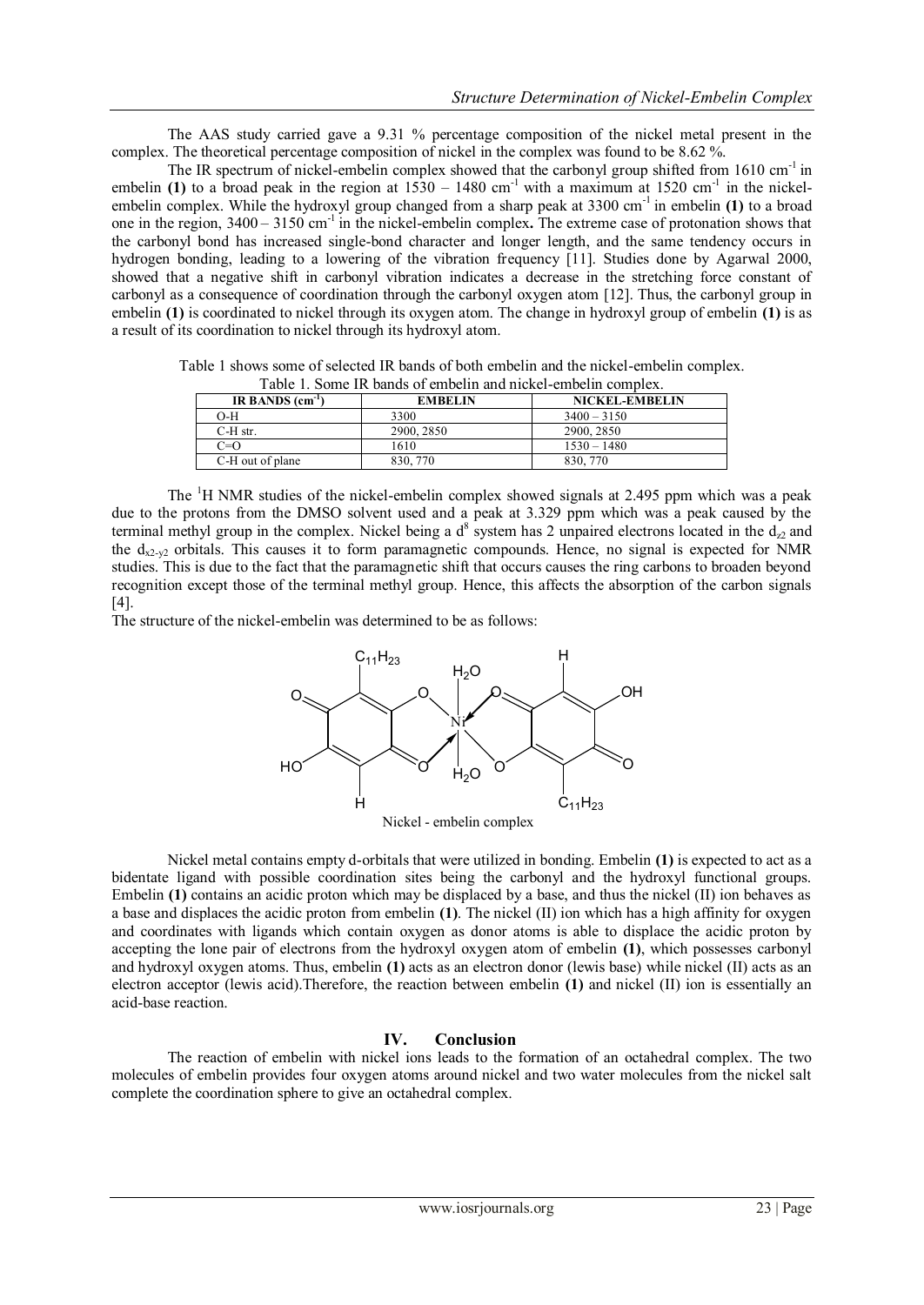The AAS study carried gave a 9.31 % percentage composition of the nickel metal present in the complex. The theoretical percentage composition of nickel in the complex was found to be 8.62 %.

The IR spectrum of nickel-embelin complex showed that the carbonyl group shifted from 1610 $cm^{-1}$ in embelin **(1)** to a broad peak in the region at 1530 – 1480 $cm^{-1}$ with a maximum at 1520 $cm^{-1}$ in the nickel-embelin complex. While the hydroxyl group changed from a sharp peak at 3300 $cm^{-1}$ in embelin **(1)** to a broad one in the region, 3400 – 3150 $cm^{-1}$ in the nickel-embelin complex**.** The extreme case of protonation shows that the carbonyl bond has increased single-bond character and longer length, and the same tendency occurs in hydrogen bonding, leading to a lowering of the vibration frequency [11]. Studies done by Agarwal 2000, showed that a negative shift in carbonyl vibration indicates a decrease in the stretching force constant of carbonyl as a consequence of coordination through the carbonyl oxygen atom [12]. Thus, the carbonyl group in embelin **(1)** is coordinated to nickel through its oxygen atom. The change in hydroxyl group of embelin **(1)** is as a result of its coordination to nickel through its hydroxyl atom.

Table 1 shows some of selected IR bands of both embelin and the nickel-embelin complex.

Table 1. Some IR bands of embelin and nickel-embelin complex.

| IR BANDS ($cm^{-1}$) | EMBELIN | NICKEL-EMBELIN |
|---|---|---|
| O-H | 3300 | 3400 – 3150 |
| C-H str. | 2900, 2850 | 2900, 2850 |
| C=O | 1610 | 1530 – 1480 |
| C-H out of plane | 830, 770 | 830, 770 |

The $^1H$ NMR studies of the nickel-embelin complex showed signals at 2.495 ppm which was a peak due to the protons from the DMSO solvent used and a peak at 3.329 ppm which was a peak caused by the terminal methyl group in the complex. Nickel being a $d^8$ system has 2 unpaired electrons located in the $d_{z2}$ and the $d_{x2-y2}$ orbitals. This causes it to form paramagnetic compounds. Hence, no signal is expected for NMR studies. This is due to the fact that the paramagnetic shift that occurs causes the ring carbons to broaden beyond recognition except those of the terminal methyl group. Hence, this affects the absorption of the carbon signals [4].

The structure of the nickel-embelin was determined to be as follows:

Nickel - embelin complex

Nickel metal contains empty d-orbitals that were utilized in bonding. Embelin **(1)** is expected to act as a bidentate ligand with possible coordination sites being the carbonyl and the hydroxyl functional groups. Embelin **(1)** contains an acidic proton which may be displaced by a base, and thus the nickel (II) ion behaves as a base and displaces the acidic proton from embelin **(1)**. The nickel (II) ion which has a high affinity for oxygen and coordinates with ligands which contain oxygen as donor atoms is able to displace the acidic proton by accepting the lone pair of electrons from the hydroxyl oxygen atom of embelin **(1)**, which possesses carbonyl and hydroxyl oxygen atoms. Thus, embelin **(1)** acts as an electron donor (lewis base) while nickel (II) acts as an electron acceptor (lewis acid).Therefore, the reaction between embelin **(1)** and nickel (II) ion is essentially an acid-base reaction.

## IV. Conclusion

The reaction of embelin with nickel ions leads to the formation of an octahedral complex. The two molecules of embelin provides four oxygen atoms around nickel and two water molecules from the nickel salt complete the coordination sphere to give an octahedral complex.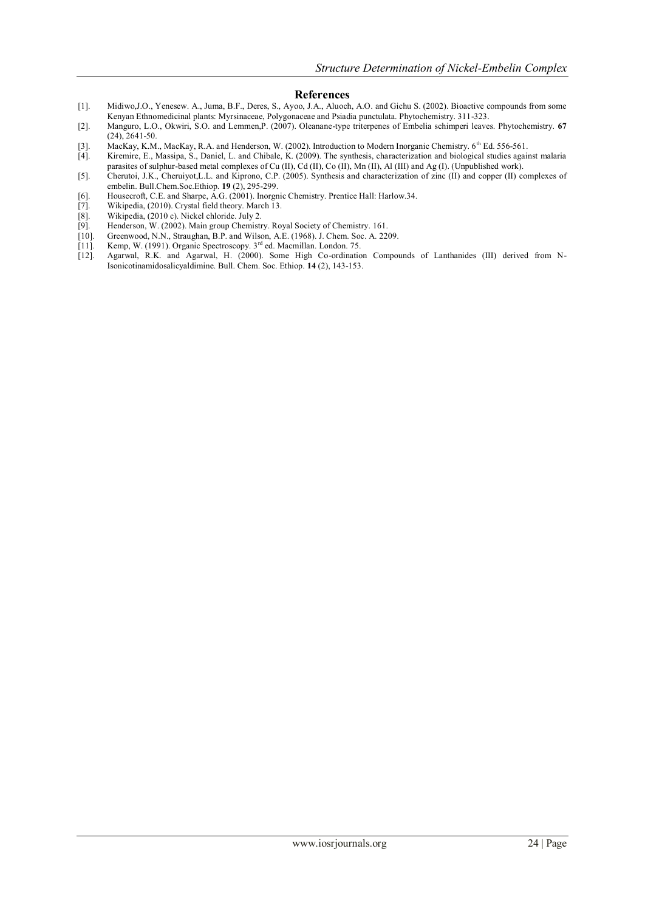## References

[1]. Midiwo,J.O., Yenesew. A., Juma, B.F., Deres, S., Ayoo, J.A., Aluoch, A.O. and Gichu S. (2002). Bioactive compounds from some Kenyan Ethnomedicinal plants: Myrsinaceae, Polygonaceae and Psiadia punctulata. Phytochemistry. 311-323.

[2]. Manguro, L.O., Okwiri, S.O. and Lemmen,P. (2007). Oleanane-type triterpenes of Embelia schimperi leaves. Phytochemistry. **67** (24), 2641-50.

[3]. MacKay, K.M., MacKay, R.A. and Henderson, W. (2002). Introduction to Modern Inorganic Chemistry. 6th Ed. 556-561.

[4]. Kiremire, E., Massipa, S., Daniel, L. and Chibale, K. (2009). The synthesis, characterization and biological studies against malaria parasites of sulphur-based metal complexes of Cu (II), Cd (II), Co (II), Mn (II), Al (III) and Ag (I). (Unpublished work).

[5]. Cherutoi, J.K., Cheruiyot,L.L. and Kiprono, C.P. (2005). Synthesis and characterization of zinc (II) and copper (II) complexes of embelin. Bull.Chem.Soc.Ethiop. **19** (2), 295-299.

[6]. Housecroft, C.E. and Sharpe, A.G. (2001). Inorgnic Chemistry. Prentice Hall: Harlow.34.

[7]. Wikipedia, (2010). Crystal field theory. March 13.

[8]. Wikipedia, (2010 c). Nickel chloride. July 2.

[9]. Henderson, W. (2002). Main group Chemistry. Royal Society of Chemistry. 161.

[10]. Greenwood, N.N., Straughan, B.P. and Wilson, A.E. (1968). J. Chem. Soc. A. 2209.

[11]. Kemp, W. (1991). Organic Spectroscopy. 3rd ed. Macmillan. London. 75.

[12]. Agarwal, R.K. and Agarwal, H. (2000). Some High Co-ordination Compounds of Lanthanides (III) derived from N-Isonicotinamidosalicyaldimine. Bull. Chem. Soc. Ethiop. **14** (2), 143-153.